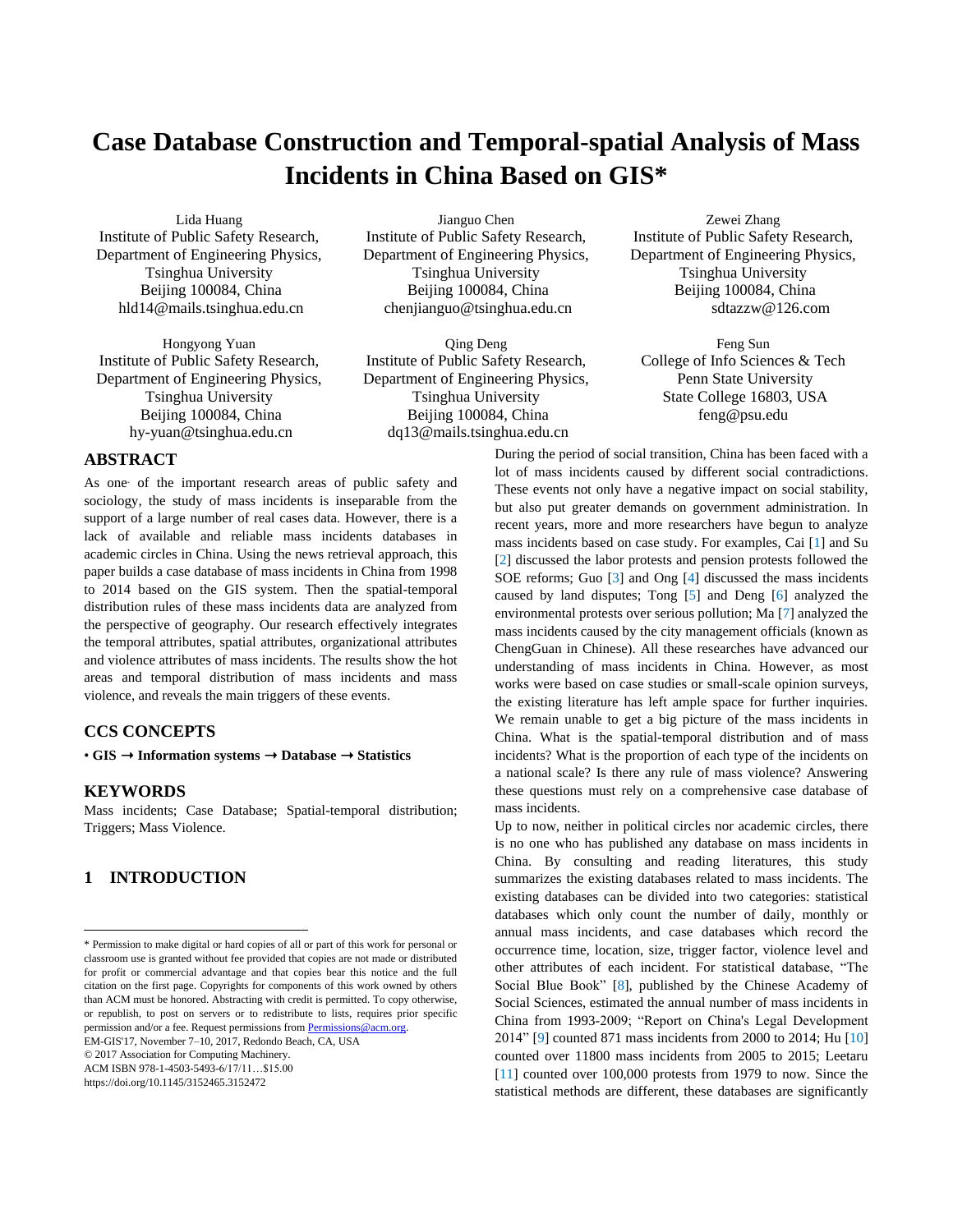# Case Database Construction and Temporal-spatial Analysis of Mass Incidents in China Based on GIS*

Lida Huang
Institute of Public Safety Research, Department of Engineering Physics, Tsinghua University
Beijing 100084, China
hld14@mails.tsinghua.edu.cn

Jianguo Chen
Institute of Public Safety Research, Department of Engineering Physics, Tsinghua University
Beijing 100084, China
chenjianguo@tsinghua.edu.cn

Zewei Zhang
Institute of Public Safety Research, Department of Engineering Physics, Tsinghua University
Beijing 100084, China
sdtazzw@126.com

Hongyong Yuan
Institute of Public Safety Research, Department of Engineering Physics, Tsinghua University
Beijing 100084, China
hy-yuan@tsinghua.edu.cn

Qing Deng
Institute of Public Safety Research, Department of Engineering Physics, Tsinghua University
Beijing 100084, China
dq13@mails.tsinghua.edu.cn

Feng Sun
College of Info Sciences & Tech
Penn State University
State College 16803, USA
feng@psu.edu

## ABSTRACT

As one of the important research areas of public safety and sociology, the study of mass incidents is inseparable from the support of a large number of real cases data. However, there is a lack of available and reliable mass incidents databases in academic circles in China. Using the news retrieval approach, this paper builds a case database of mass incidents in China from 1998 to 2014 based on the GIS system. Then the spatial-temporal distribution rules of these mass incidents data are analyzed from the perspective of geography. Our research effectively integrates the temporal attributes, spatial attributes, organizational attributes and violence attributes of mass incidents. The results show the hot areas and temporal distribution of mass incidents and mass violence, and reveals the main triggers of these events.

## CCS CONCEPTS

• **GIS → Information systems → Database → Statistics**

## KEYWORDS

Mass incidents; Case Database; Spatial-temporal distribution; Triggers; Mass Violence.

## 1 INTRODUCTION

During the period of social transition, China has been faced with a lot of mass incidents caused by different social contradictions. These events not only have a negative impact on social stability, but also put greater demands on government administration. In recent years, more and more researchers have begun to analyze mass incidents based on case study. For examples, Cai [1] and Su [2] discussed the labor protests and pension protests followed the SOE reforms; Guo [3] and Ong [4] discussed the mass incidents caused by land disputes; Tong [5] and Deng [6] analyzed the environmental protests over serious pollution; Ma [7] analyzed the mass incidents caused by the city management officials (known as ChengGuan in Chinese). All these researches have advanced our understanding of mass incidents in China. However, as most works were based on case studies or small-scale opinion surveys, the existing literature has left ample space for further inquiries. We remain unable to get a big picture of the mass incidents in China. What is the spatial-temporal distribution and of mass incidents? What is the proportion of each type of the incidents on a national scale? Is there any rule of mass violence? Answering these questions must rely on a comprehensive case database of mass incidents.

Up to now, neither in political circles nor academic circles, there is no one who has published any database on mass incidents in China. By consulting and reading literatures, this study summarizes the existing databases related to mass incidents. The existing databases can be divided into two categories: statistical databases which only count the number of daily, monthly or annual mass incidents, and case databases which record the occurrence time, location, size, trigger factor, violence level and other attributes of each incident. For statistical database, "The Social Blue Book" [8], published by the Chinese Academy of Social Sciences, estimated the annual number of mass incidents in China from 1993-2009; "Report on China's Legal Development 2014" [9] counted 871 mass incidents from 2000 to 2014; Hu [10] counted over 11800 mass incidents from 2005 to 2015; Leetaru [11] counted over 100,000 protests from 1979 to now. Since the statistical methods are different, these databases are significantly

---

* Permission to make digital or hard copies of all or part of this work for personal or classroom use is granted without fee provided that copies are not made or distributed for profit or commercial advantage and that copies bear this notice and the full citation on the first page. Copyrights for components of this work owned by others than ACM must be honored. Abstracting with credit is permitted. To copy otherwise, or republish, to post on servers or to redistribute to lists, requires prior specific permission and/or a fee. Request permissions from Permissions@acm.org.
EM-GIS'17, November 7–10, 2017, Redondo Beach, CA, USA
© 2017 Association for Computing Machinery.
ACM ISBN 978-1-4503-5493-6/17/11…$15.00
https://doi.org/10.1145/3152465.3152472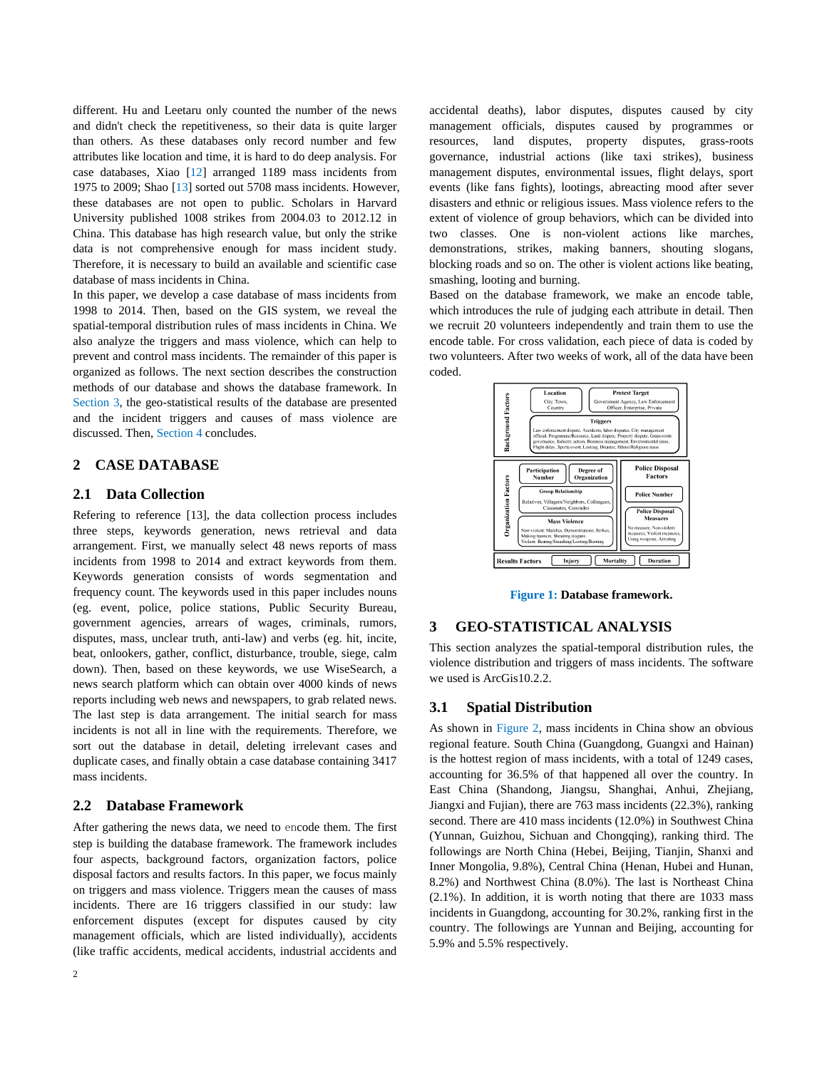different. Hu and Leetaru only counted the number of the news and didn't check the repetitiveness, so their data is quite larger than others. As these databases only record number and few attributes like location and time, it is hard to do deep analysis. For case databases, Xiao [12] arranged 1189 mass incidents from 1975 to 2009; Shao [13] sorted out 5708 mass incidents. However, these databases are not open to public. Scholars in Harvard University published 1008 strikes from 2004.03 to 2012.12 in China. This database has high research value, but only the strike data is not comprehensive enough for mass incident study. Therefore, it is necessary to build an available and scientific case database of mass incidents in China.

In this paper, we develop a case database of mass incidents from 1998 to 2014. Then, based on the GIS system, we reveal the spatial-temporal distribution rules of mass incidents in China. We also analyze the triggers and mass violence, which can help to prevent and control mass incidents. The remainder of this paper is organized as follows. The next section describes the construction methods of our database and shows the database framework. In Section 3, the geo-statistical results of the database are presented and the incident triggers and causes of mass violence are discussed. Then, Section 4 concludes.

## 2 CASE DATABASE

### 2.1 Data Collection

Refering to reference [13], the data collection process includes three steps, keywords generation, news retrieval and data arrangement. First, we manually select 48 news reports of mass incidents from 1998 to 2014 and extract keywords from them. Keywords generation consists of words segmentation and frequency count. The keywords used in this paper includes nouns (eg. event, police, police stations, Public Security Bureau, government agencies, arrears of wages, criminals, rumors, disputes, mass, unclear truth, anti-law) and verbs (eg. hit, incite, beat, onlookers, gather, conflict, disturbance, trouble, siege, calm down). Then, based on these keywords, we use WiseSearch, a news search platform which can obtain over 4000 kinds of news reports including web news and newspapers, to grab related news. The last step is data arrangement. The initial search for mass incidents is not all in line with the requirements. Therefore, we sort out the database in detail, deleting irrelevant cases and duplicate cases, and finally obtain a case database containing 3417 mass incidents.

### 2.2 Database Framework

After gathering the news data, we need to encode them. The first step is building the database framework. The framework includes four aspects, background factors, organization factors, police disposal factors and results factors. In this paper, we focus mainly on triggers and mass violence. Triggers mean the causes of mass incidents. There are 16 triggers classified in our study: law enforcement disputes (except for disputes caused by city management officials, which are listed individually), accidents (like traffic accidents, medical accidents, industrial accidents and accidental deaths), labor disputes, disputes caused by city management officials, disputes caused by programmes or resources, land disputes, property disputes, grass-roots governance, industrial actions (like taxi strikes), business management disputes, environmental issues, flight delays, sport events (like fans fights), lootings, abreacting mood after sever disasters and ethnic or religious issues. Mass violence refers to the extent of violence of group behaviors, which can be divided into two classes. One is non-violent actions like marches, demonstrations, strikes, making banners, shouting slogans, blocking roads and so on. The other is violent actions like beating, smashing, looting and burning.

Based on the database framework, we make an encode table, which introduces the rule of judging each attribute in detail. Then we recruit 20 volunteers independently and train them to use the encode table. For cross validation, each piece of data is coded by two volunteers. After two weeks of work, all of the data have been coded.

**Figure 1: Database framework.**

## 3 GEO-STATISTICAL ANALYSIS

This section analyzes the spatial-temporal distribution rules, the violence distribution and triggers of mass incidents. The software we used is ArcGis10.2.2.

### 3.1 Spatial Distribution

As shown in Figure 2, mass incidents in China show an obvious regional feature. South China (Guangdong, Guangxi and Hainan) is the hottest region of mass incidents, with a total of 1249 cases, accounting for 36.5% of that happened all over the country. In East China (Shandong, Jiangsu, Shanghai, Anhui, Zhejiang, Jiangxi and Fujian), there are 763 mass incidents (22.3%), ranking second. There are 410 mass incidents (12.0%) in Southwest China (Yunnan, Guizhou, Sichuan and Chongqing), ranking third. The followings are North China (Hebei, Beijing, Tianjin, Shanxi and Inner Mongolia, 9.8%), Central China (Henan, Hubei and Hunan, 8.2%) and Northwest China (8.0%). The last is Northeast China (2.1%). In addition, it is worth noting that there are 1033 mass incidents in Guangdong, accounting for 30.2%, ranking first in the country. The followings are Yunnan and Beijing, accounting for 5.9% and 5.5% respectively.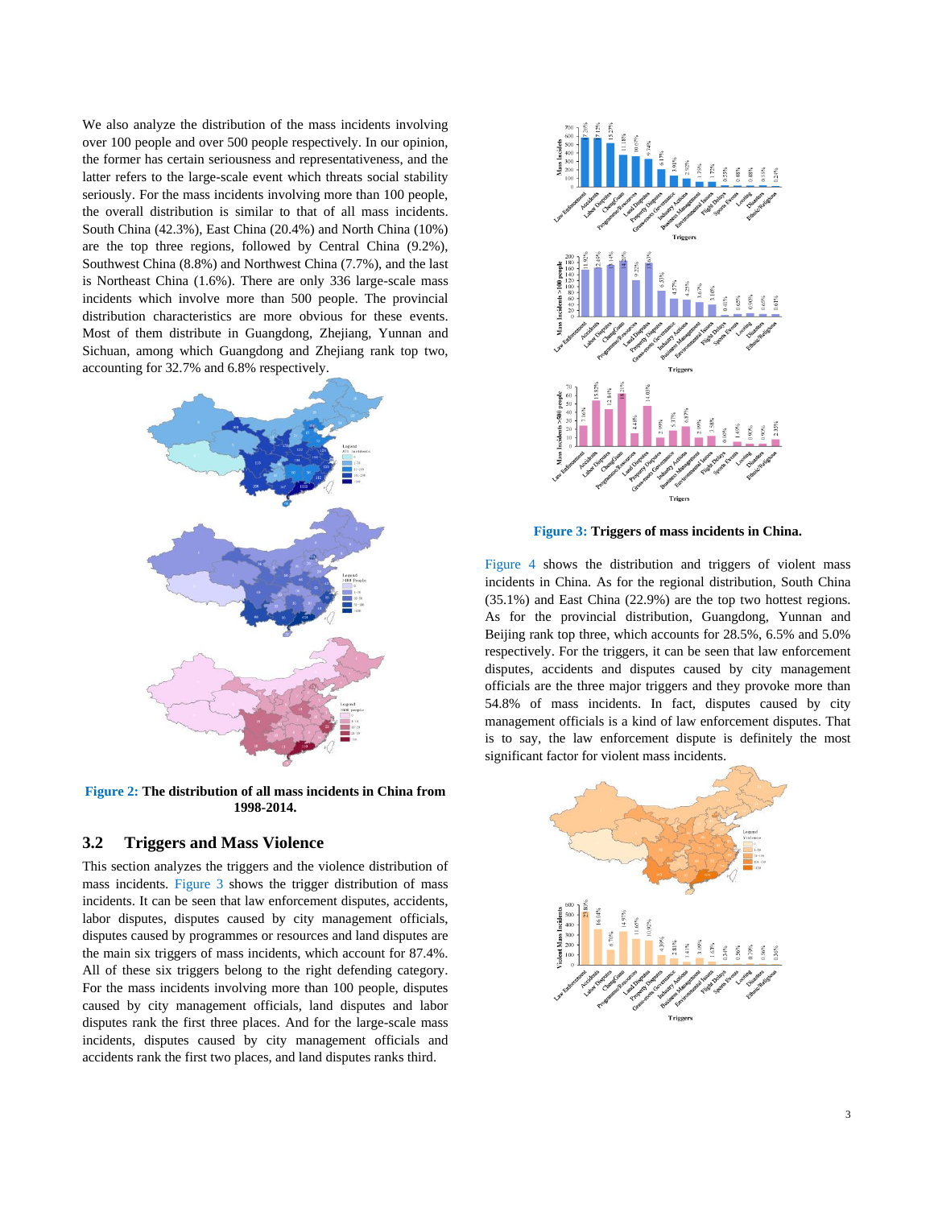We also analyze the distribution of the mass incidents involving over 100 people and over 500 people respectively. In our opinion, the former has certain seriousness and representativeness, and the latter refers to the large-scale event which threats social stability seriously. For the mass incidents involving more than 100 people, the overall distribution is similar to that of all mass incidents. South China (42.3%), East China (20.4%) and North China (10%) are the top three regions, followed by Central China (9.2%), Southwest China (8.8%) and Northwest China (7.7%), and the last is Northeast China (1.6%). There are only 336 large-scale mass incidents which involve more than 500 people. The provincial distribution characteristics are more obvious for these events. Most of them distribute in Guangdong, Zhejiang, Yunnan and Sichuan, among which Guangdong and Zhejiang rank top two, accounting for 32.7% and 6.8% respectively.

**Figure 2: The distribution of all mass incidents in China from 1998-2014.**

## 3.2 Triggers and Mass Violence

This section analyzes the triggers and the violence distribution of mass incidents. Figure 3 shows the trigger distribution of mass incidents. It can be seen that law enforcement disputes, accidents, labor disputes, disputes caused by city management officials, disputes caused by programmes or resources and land disputes are the main six triggers of mass incidents, which account for 87.4%. All of these six triggers belong to the right defending category. For the mass incidents involving more than 100 people, disputes caused by city management officials, land disputes and labor disputes rank the first three places. And for the large-scale mass incidents, disputes caused by city management officials and accidents rank the first two places, and land disputes ranks third.

**Figure 3: Triggers of mass incidents in China.**

Figure 4 shows the distribution and triggers of violent mass incidents in China. As for the regional distribution, South China (35.1%) and East China (22.9%) are the top two hottest regions. As for the provincial distribution, Guangdong, Yunnan and Beijing rank top three, which accounts for 28.5%, 6.5% and 5.0% respectively. For the triggers, it can be seen that law enforcement disputes, accidents and disputes caused by city management officials are the three major triggers and they provoke more than 54.8% of mass incidents. In fact, disputes caused by city management officials is a kind of law enforcement disputes. That is to say, the law enforcement dispute is definitely the most significant factor for violent mass incidents.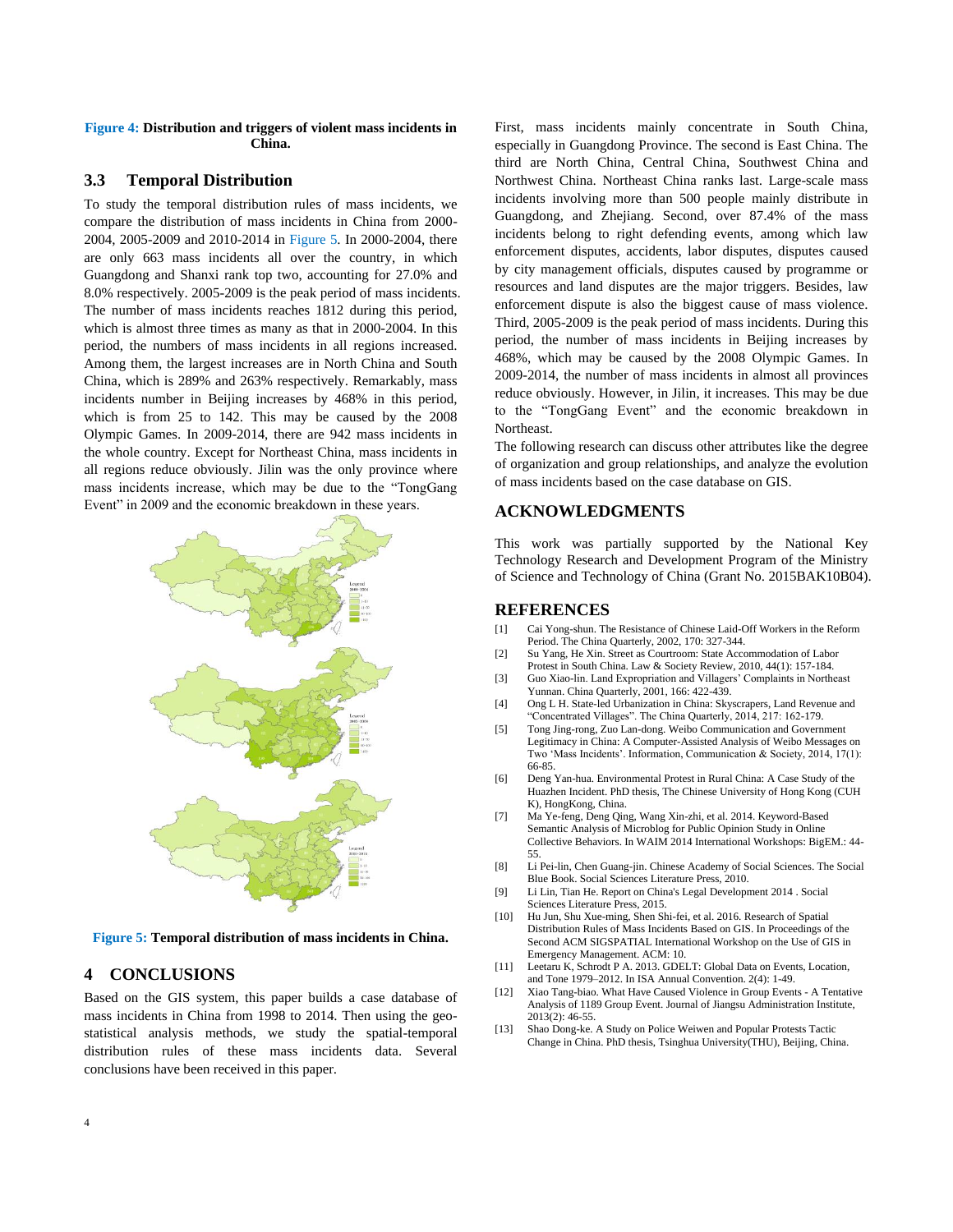**Figure 4: Distribution and triggers of violent mass incidents in China.**

## 3.3 Temporal Distribution

To study the temporal distribution rules of mass incidents, we compare the distribution of mass incidents in China from 2000-2004, 2005-2009 and 2010-2014 in Figure 5. In 2000-2004, there are only 663 mass incidents all over the country, in which Guangdong and Shanxi rank top two, accounting for 27.0% and 8.0% respectively. 2005-2009 is the peak period of mass incidents. The number of mass incidents reaches 1812 during this period, which is almost three times as many as that in 2000-2004. In this period, the numbers of mass incidents in all regions increased. Among them, the largest increases are in North China and South China, which is 289% and 263% respectively. Remarkably, mass incidents number in Beijing increases by 468% in this period, which is from 25 to 142. This may be caused by the 2008 Olympic Games. In 2009-2014, there are 942 mass incidents in the whole country. Except for Northeast China, mass incidents in all regions reduce obviously. Jilin was the only province where mass incidents increase, which may be due to the "TongGang Event" in 2009 and the economic breakdown in these years.

**Figure 5: Temporal distribution of mass incidents in China.**

# 4 CONCLUSIONS

Based on the GIS system, this paper builds a case database of mass incidents in China from 1998 to 2014. Then using the geo-statistical analysis methods, we study the spatial-temporal distribution rules of these mass incidents data. Several conclusions have been received in this paper.

First, mass incidents mainly concentrate in South China, especially in Guangdong Province. The second is East China. The third are North China, Central China, Southwest China and Northwest China. Northeast China ranks last. Large-scale mass incidents involving more than 500 people mainly distribute in Guangdong, and Zhejiang. Second, over 87.4% of the mass incidents belong to right defending events, among which law enforcement disputes, accidents, labor disputes, disputes caused by city management officials, disputes caused by programme or resources and land disputes are the major triggers. Besides, law enforcement dispute is also the biggest cause of mass violence. Third, 2005-2009 is the peak period of mass incidents. During this period, the number of mass incidents in Beijing increases by 468%, which may be caused by the 2008 Olympic Games. In 2009-2014, the number of mass incidents in almost all provinces reduce obviously. However, in Jilin, it increases. This may be due to the "TongGang Event" and the economic breakdown in Northeast.

The following research can discuss other attributes like the degree of organization and group relationships, and analyze the evolution of mass incidents based on the case database on GIS.

# ACKNOWLEDGMENTS

This work was partially supported by the National Key Technology Research and Development Program of the Ministry of Science and Technology of China (Grant No. 2015BAK10B04).

# REFERENCES

[1] Cai Yong-shun. The Resistance of Chinese Laid-Off Workers in the Reform Period. The China Quarterly, 2002, 170: 327-344.

[2] Su Yang, He Xin. Street as Courtroom: State Accommodation of Labor Protest in South China. Law & Society Review, 2010, 44(1): 157-184.

[3] Guo Xiao-lin. Land Expropriation and Villagers' Complaints in Northeast Yunnan. China Quarterly, 2001, 166: 422-439.

[4] Ong L H. State-led Urbanization in China: Skyscrapers, Land Revenue and "Concentrated Villages". The China Quarterly, 2014, 217: 162-179.

[5] Tong Jing-rong, Zuo Lan-dong. Weibo Communication and Government Legitimacy in China: A Computer-Assisted Analysis of Weibo Messages on Two 'Mass Incidents'. Information, Communication & Society, 2014, 17(1): 66-85.

[6] Deng Yan-hua. Environmental Protest in Rural China: A Case Study of the Huazhen Incident. PhD thesis, The Chinese University of Hong Kong (CUHK), HongKong, China.

[7] Ma Ye-feng, Deng Qing, Wang Xin-zhi, et al. 2014. Keyword-Based Semantic Analysis of Microblog for Public Opinion Study in Online Collective Behaviors. In WAIM 2014 International Workshops: BigEM.: 44-55.

[8] Li Pei-lin, Chen Guang-jin. Chinese Academy of Social Sciences. The Social Blue Book. Social Sciences Literature Press, 2010.

[9] Li Lin, Tian He. Report on China's Legal Development 2014 . Social Sciences Literature Press, 2015.

[10] Hu Jun, Shu Xue-ming, Shen Shi-fei, et al. 2016. Research of Spatial Distribution Rules of Mass Incidents Based on GIS. In Proceedings of the Second ACM SIGSPATIAL International Workshop on the Use of GIS in Emergency Management. ACM: 10.

[11] Leetaru K, Schrodt P A. 2013. GDELT: Global Data on Events, Location, and Tone 1979–2012. In ISA Annual Convention. 2(4): 1-49.

[12] Xiao Tang-biao. What Have Caused Violence in Group Events - A Tentative Analysis of 1189 Group Event. Journal of Jiangsu Administration Institute, 2013(2): 46-55.

[13] Shao Dong-ke. A Study on Police Weiwen and Popular Protests Tactic Change in China. PhD thesis, Tsinghua University(THU), Beijing, China.